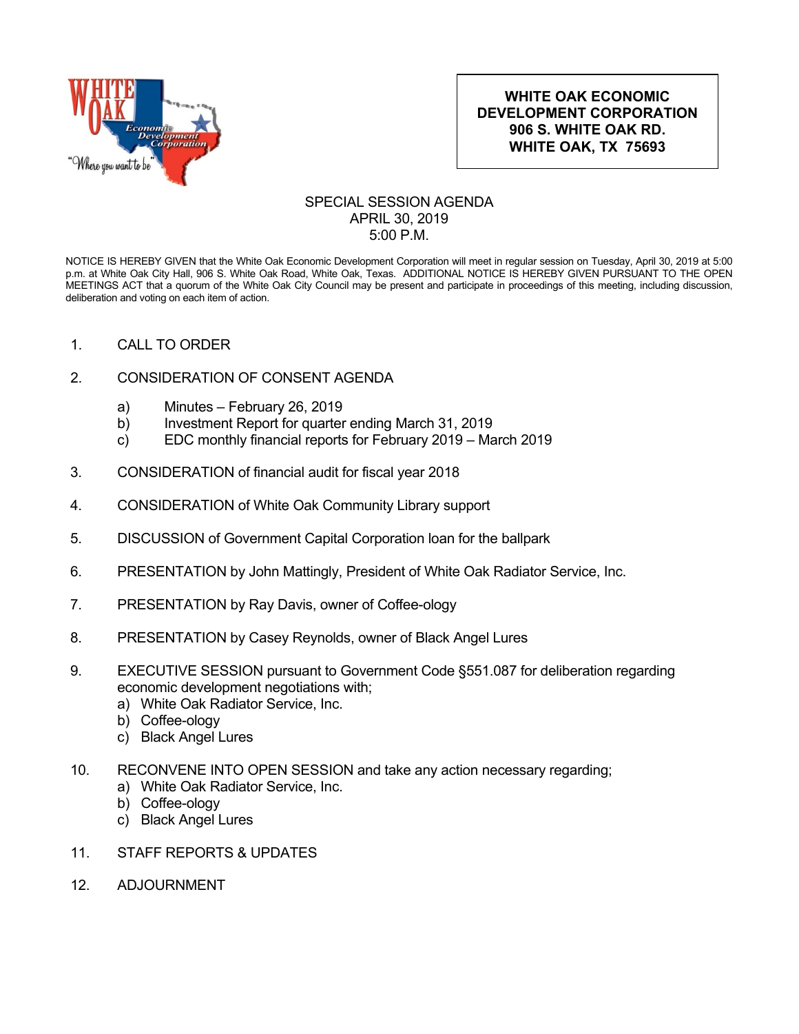**WHITE OAK ECONOMIC DEVELOPMENT CORPORATION**
**906 S. WHITE OAK RD.**
**WHITE OAK, TX 75693**

SPECIAL SESSION AGENDA
APRIL 30, 2019
5:00 P.M.

NOTICE IS HEREBY GIVEN that the White Oak Economic Development Corporation will meet in regular session on Tuesday, April 30, 2019 at 5:00 p.m. at White Oak City Hall, 906 S. White Oak Road, White Oak, Texas. ADDITIONAL NOTICE IS HEREBY GIVEN PURSUANT TO THE OPEN MEETINGS ACT that a quorum of the White Oak City Council may be present and participate in proceedings of this meeting, including discussion, deliberation and voting on each item of action.

1. CALL TO ORDER

2. CONSIDERATION OF CONSENT AGENDA
   a) Minutes – February 26, 2019
   b) Investment Report for quarter ending March 31, 2019
   c) EDC monthly financial reports for February 2019 – March 2019

3. CONSIDERATION of financial audit for fiscal year 2018

4. CONSIDERATION of White Oak Community Library support

5. DISCUSSION of Government Capital Corporation loan for the ballpark

6. PRESENTATION by John Mattingly, President of White Oak Radiator Service, Inc.

7. PRESENTATION by Ray Davis, owner of Coffee-ology

8. PRESENTATION by Casey Reynolds, owner of Black Angel Lures

9. EXECUTIVE SESSION pursuant to Government Code §551.087 for deliberation regarding economic development negotiations with;
   a) White Oak Radiator Service, Inc.
   b) Coffee-ology
   c) Black Angel Lures

10. RECONVENE INTO OPEN SESSION and take any action necessary regarding;
    a) White Oak Radiator Service, Inc.
    b) Coffee-ology
    c) Black Angel Lures

11. STAFF REPORTS & UPDATES

12. ADJOURNMENT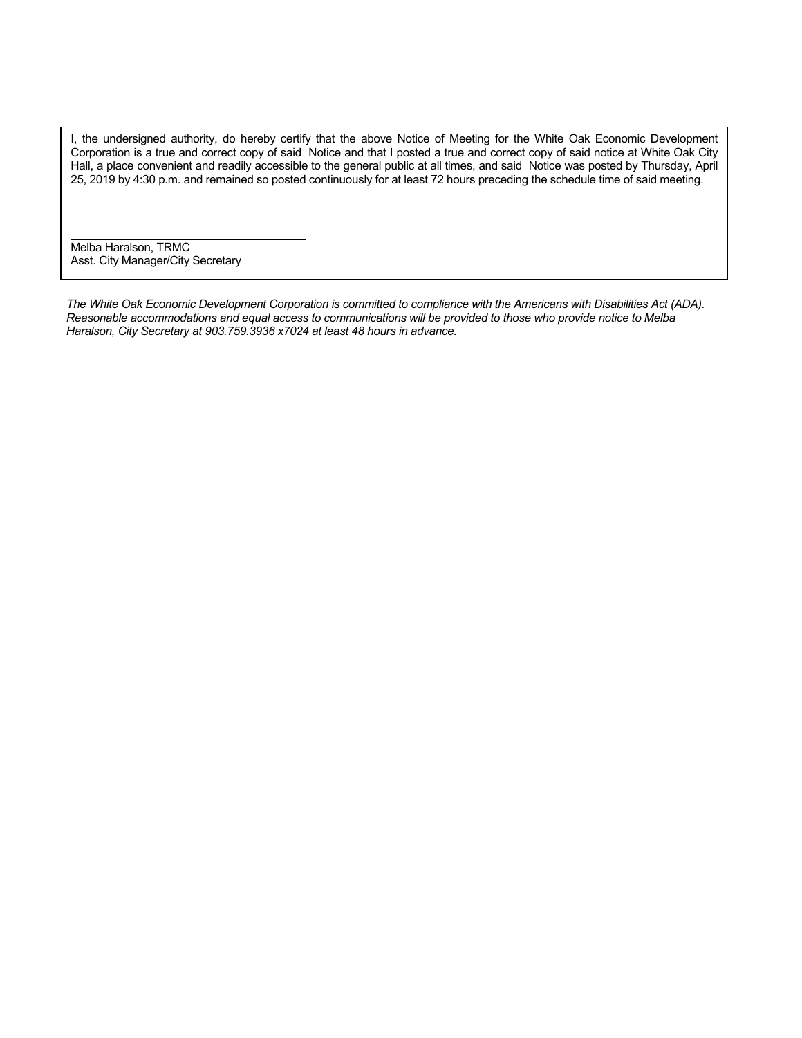I, the undersigned authority, do hereby certify that the above Notice of Meeting for the White Oak Economic Development Corporation is a true and correct copy of said Notice and that I posted a true and correct copy of said notice at White Oak City Hall, a place convenient and readily accessible to the general public at all times, and said Notice was posted by Thursday, April 25, 2019 by 4:30 p.m. and remained so posted continuously for at least 72 hours preceding the schedule time of said meeting.

\_\_\_\_\_\_\_\_\_\_\_\_\_\_\_\_\_\_\_\_\_\_\_\_\_\_\_\_\_\_\_\_\_\_\_\_

Melba Haralson, TRMC
Asst. City Manager/City Secretary

*The White Oak Economic Development Corporation is committed to compliance with the Americans with Disabilities Act (ADA). Reasonable accommodations and equal access to communications will be provided to those who provide notice to Melba Haralson, City Secretary at 903.759.3936 x7024 at least 48 hours in advance.*